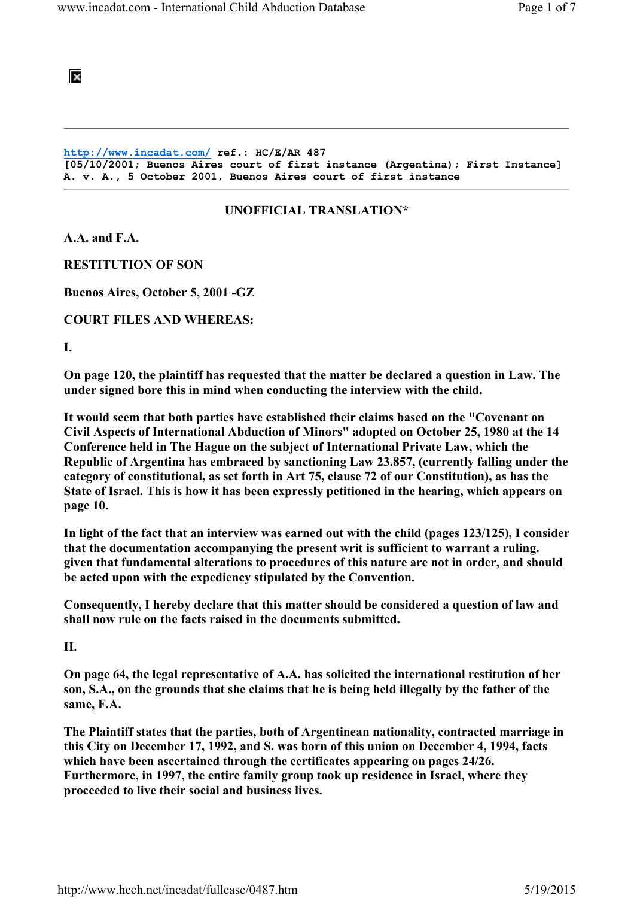http://www.incadat.com/ ref.: HC/E/AR 487
[05/10/2001; Buenos Aires court of first instance (Argentina); First Instance]
A. v. A., 5 October 2001, Buenos Aires court of first instance

---

**UNOFFICIAL TRANSLATION***

**A.A. and F.A.**

**RESTITUTION OF SON**

**Buenos Aires, October 5, 2001 -GZ**

**COURT FILES AND WHEREAS:**

**I.**

**On page 120, the plaintiff has requested that the matter be declared a question in Law. The under signed bore this in mind when conducting the interview with the child.**

**It would seem that both parties have established their claims based on the "Covenant on Civil Aspects of International Abduction of Minors" adopted on October 25, 1980 at the 14 Conference held in The Hague on the subject of International Private Law, which the Republic of Argentina has embraced by sanctioning Law 23.857, (currently falling under the category of constitutional, as set forth in Art 75, clause 72 of our Constitution), as has the State of Israel. This is how it has been expressly petitioned in the hearing, which appears on page 10.**

**In light of the fact that an interview was earned out with the child (pages 123/125), I consider that the documentation accompanying the present writ is sufficient to warrant a ruling. given that fundamental alterations to procedures of this nature are not in order, and should be acted upon with the expediency stipulated by the Convention.**

**Consequently, I hereby declare that this matter should be considered a question of law and shall now rule on the facts raised in the documents submitted.**

**II.**

**On page 64, the legal representative of A.A. has solicited the international restitution of her son, S.A., on the grounds that she claims that he is being held illegally by the father of the same, F.A.**

**The Plaintiff states that the parties, both of Argentinean nationality, contracted marriage in this City on December 17, 1992, and S. was born of this union on December 4, 1994, facts which have been ascertained through the certificates appearing on pages 24/26. Furthermore, in 1997, the entire family group took up residence in Israel, where they proceeded to live their social and business lives.**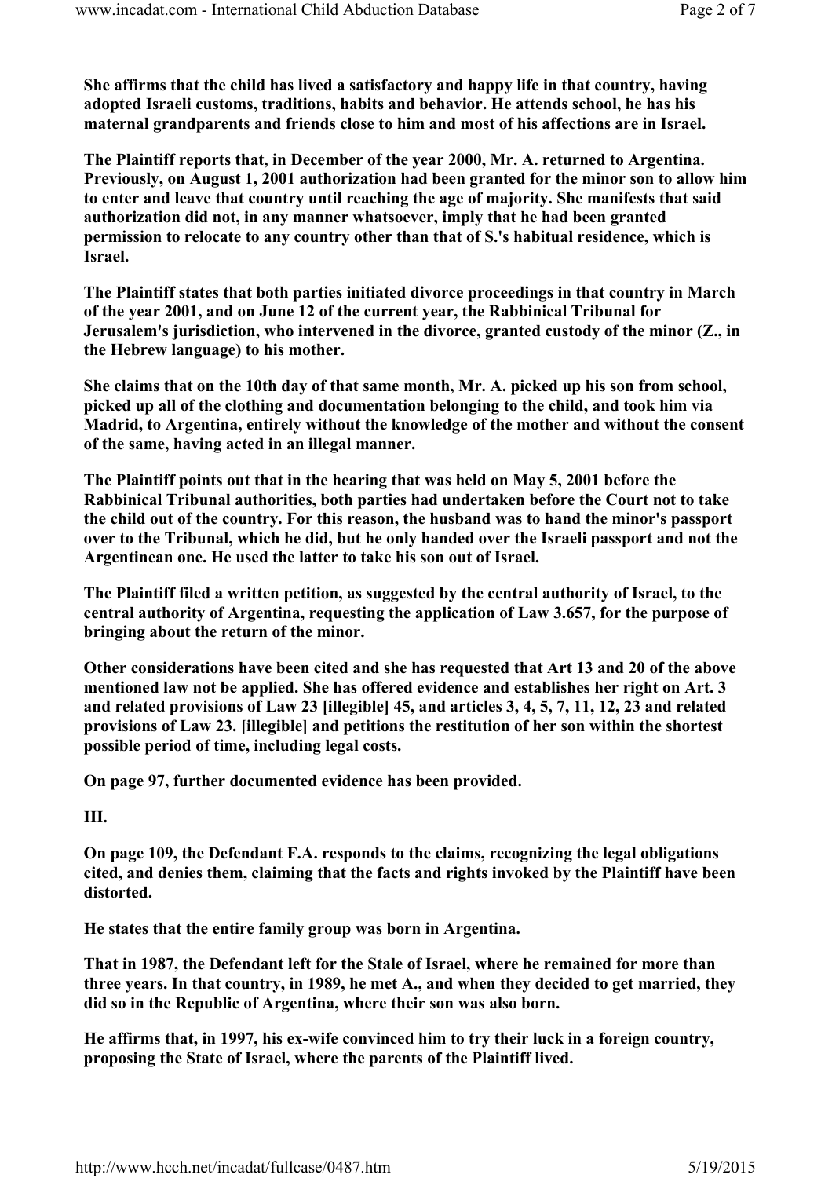**She affirms that the child has lived a satisfactory and happy life in that country, having adopted Israeli customs, traditions, habits and behavior. He attends school, he has his maternal grandparents and friends close to him and most of his affections are in Israel.**

**The Plaintiff reports that, in December of the year 2000, Mr. A. returned to Argentina. Previously, on August 1, 2001 authorization had been granted for the minor son to allow him to enter and leave that country until reaching the age of majority. She manifests that said authorization did not, in any manner whatsoever, imply that he had been granted permission to relocate to any country other than that of S.'s habitual residence, which is Israel.**

**The Plaintiff states that both parties initiated divorce proceedings in that country in March of the year 2001, and on June 12 of the current year, the Rabbinical Tribunal for Jerusalem's jurisdiction, who intervened in the divorce, granted custody of the minor (Z., in the Hebrew language) to his mother.**

**She claims that on the 10th day of that same month, Mr. A. picked up his son from school, picked up all of the clothing and documentation belonging to the child, and took him via Madrid, to Argentina, entirely without the knowledge of the mother and without the consent of the same, having acted in an illegal manner.**

**The Plaintiff points out that in the hearing that was held on May 5, 2001 before the Rabbinical Tribunal authorities, both parties had undertaken before the Court not to take the child out of the country. For this reason, the husband was to hand the minor's passport over to the Tribunal, which he did, but he only handed over the Israeli passport and not the Argentinean one. He used the latter to take his son out of Israel.**

**The Plaintiff filed a written petition, as suggested by the central authority of Israel, to the central authority of Argentina, requesting the application of Law 3.657, for the purpose of bringing about the return of the minor.**

**Other considerations have been cited and she has requested that Art 13 and 20 of the above mentioned law not be applied. She has offered evidence and establishes her right on Art. 3 and related provisions of Law 23 [illegible] 45, and articles 3, 4, 5, 7, 11, 12, 23 and related provisions of Law 23. [illegible] and petitions the restitution of her son within the shortest possible period of time, including legal costs.**

**On page 97, further documented evidence has been provided.**

**III.**

**On page 109, the Defendant F.A. responds to the claims, recognizing the legal obligations cited, and denies them, claiming that the facts and rights invoked by the Plaintiff have been distorted.**

**He states that the entire family group was born in Argentina.**

**That in 1987, the Defendant left for the Stale of Israel, where he remained for more than three years. In that country, in 1989, he met A., and when they decided to get married, they did so in the Republic of Argentina, where their son was also born.**

**He affirms that, in 1997, his ex-wife convinced him to try their luck in a foreign country, proposing the State of Israel, where the parents of the Plaintiff lived.**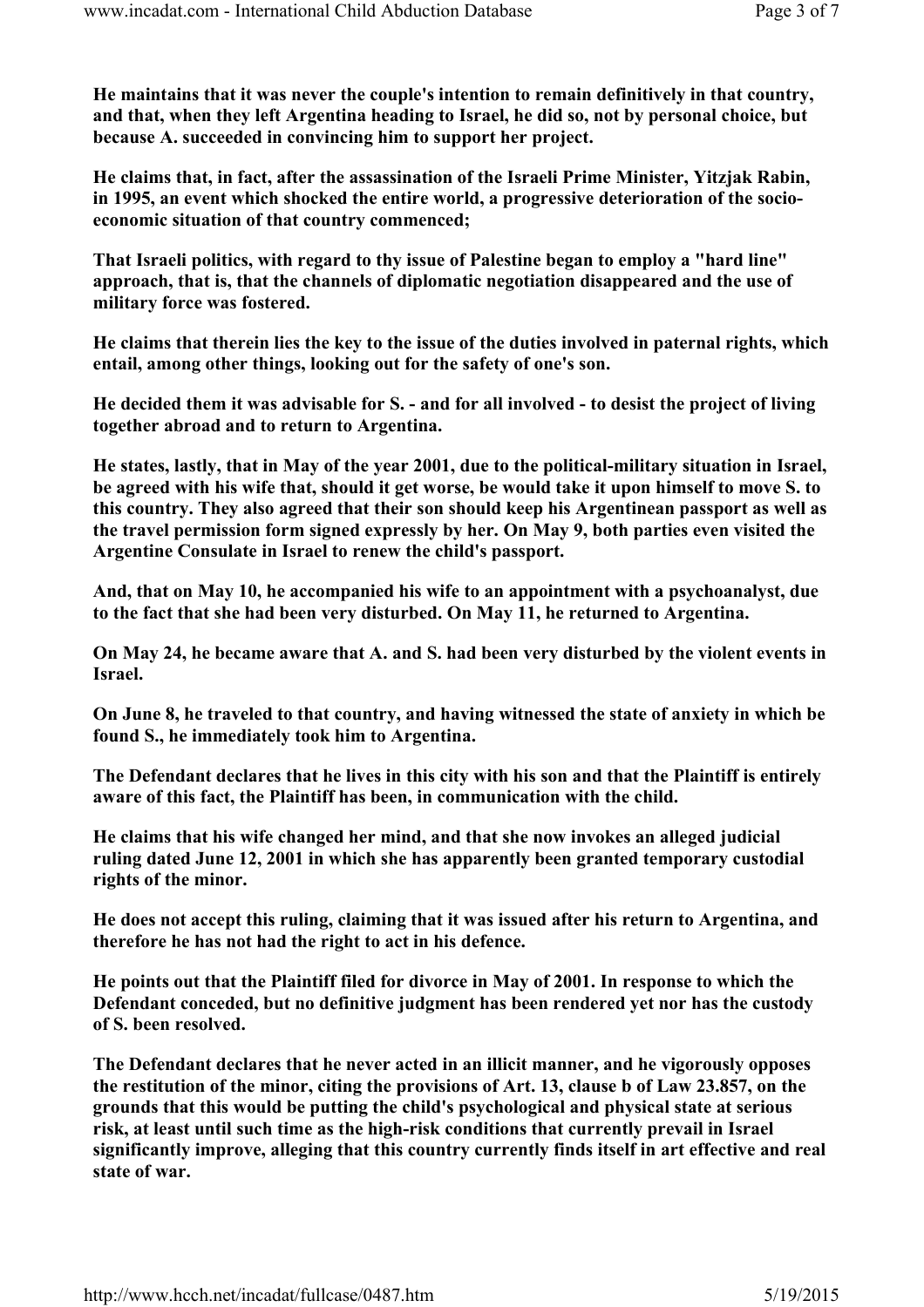**He maintains that it was never the couple's intention to remain definitively in that country, and that, when they left Argentina heading to Israel, he did so, not by personal choice, but because A. succeeded in convincing him to support her project.**

**He claims that, in fact, after the assassination of the Israeli Prime Minister, Yitzjak Rabin, in 1995, an event which shocked the entire world, a progressive deterioration of the socio-economic situation of that country commenced;**

**That Israeli politics, with regard to thy issue of Palestine began to employ a "hard line" approach, that is, that the channels of diplomatic negotiation disappeared and the use of military force was fostered.**

**He claims that therein lies the key to the issue of the duties involved in paternal rights, which entail, among other things, looking out for the safety of one's son.**

**He decided them it was advisable for S. - and for all involved - to desist the project of living together abroad and to return to Argentina.**

**He states, lastly, that in May of the year 2001, due to the political-military situation in Israel, be agreed with his wife that, should it get worse, be would take it upon himself to move S. to this country. They also agreed that their son should keep his Argentinean passport as well as the travel permission form signed expressly by her. On May 9, both parties even visited the Argentine Consulate in Israel to renew the child's passport.**

**And, that on May 10, he accompanied his wife to an appointment with a psychoanalyst, due to the fact that she had been very disturbed. On May 11, he returned to Argentina.**

**On May 24, he became aware that A. and S. had been very disturbed by the violent events in Israel.**

**On June 8, he traveled to that country, and having witnessed the state of anxiety in which be found S., he immediately took him to Argentina.**

**The Defendant declares that he lives in this city with his son and that the Plaintiff is entirely aware of this fact, the Plaintiff has been, in communication with the child.**

**He claims that his wife changed her mind, and that she now invokes an alleged judicial ruling dated June 12, 2001 in which she has apparently been granted temporary custodial rights of the minor.**

**He does not accept this ruling, claiming that it was issued after his return to Argentina, and therefore he has not had the right to act in his defence.**

**He points out that the Plaintiff filed for divorce in May of 2001. In response to which the Defendant conceded, but no definitive judgment has been rendered yet nor has the custody of S. been resolved.**

**The Defendant declares that he never acted in an illicit manner, and he vigorously opposes the restitution of the minor, citing the provisions of Art. 13, clause b of Law 23.857, on the grounds that this would be putting the child's psychological and physical state at serious risk, at least until such time as the high-risk conditions that currently prevail in Israel significantly improve, alleging that this country currently finds itself in art effective and real state of war.**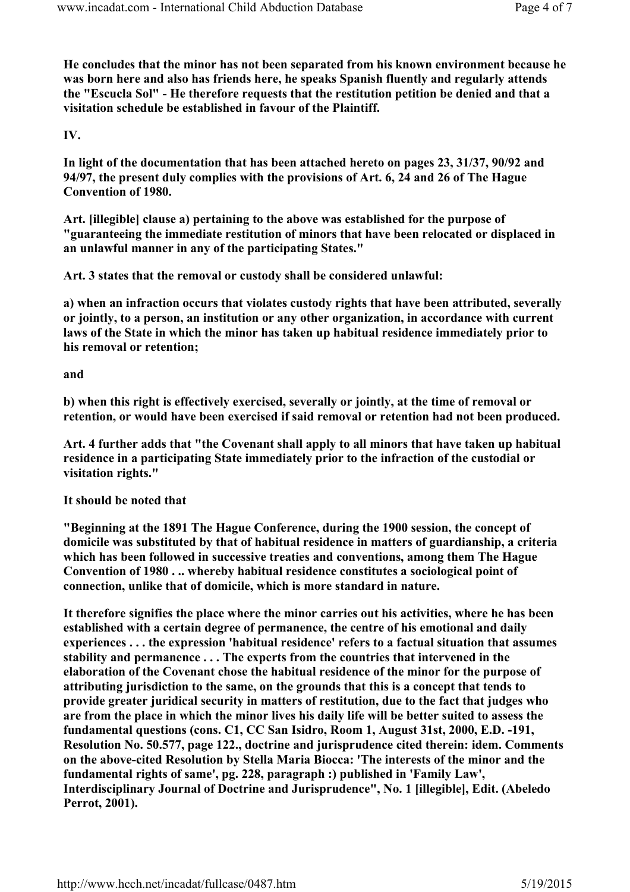**He concludes that the minor has not been separated from his known environment because he was born here and also has friends here, he speaks Spanish fluently and regularly attends the "Escucla Sol" - He therefore requests that the restitution petition be denied and that a visitation schedule be established in favour of the Plaintiff.**

**IV.**

**In light of the documentation that has been attached hereto on pages 23, 31/37, 90/92 and 94/97, the present duly complies with the provisions of Art. 6, 24 and 26 of The Hague Convention of 1980.**

**Art. [illegible] clause a) pertaining to the above was established for the purpose of "guaranteeing the immediate restitution of minors that have been relocated or displaced in an unlawful manner in any of the participating States."**

**Art. 3 states that the removal or custody shall be considered unlawful:**

**a) when an infraction occurs that violates custody rights that have been attributed, severally or jointly, to a person, an institution or any other organization, in accordance with current laws of the State in which the minor has taken up habitual residence immediately prior to his removal or retention;**

**and**

**b) when this right is effectively exercised, severally or jointly, at the time of removal or retention, or would have been exercised if said removal or retention had not been produced.**

**Art. 4 further adds that "the Covenant shall apply to all minors that have taken up habitual residence in a participating State immediately prior to the infraction of the custodial or visitation rights."**

**It should be noted that**

**"Beginning at the 1891 The Hague Conference, during the 1900 session, the concept of domicile was substituted by that of habitual residence in matters of guardianship, a criteria which has been followed in successive treaties and conventions, among them The Hague Convention of 1980 . .. whereby habitual residence constitutes a sociological point of connection, unlike that of domicile, which is more standard in nature.**

**It therefore signifies the place where the minor carries out his activities, where he has been established with a certain degree of permanence, the centre of his emotional and daily experiences . . . the expression 'habitual residence' refers to a factual situation that assumes stability and permanence . . . The experts from the countries that intervened in the elaboration of the Covenant chose the habitual residence of the minor for the purpose of attributing jurisdiction to the same, on the grounds that this is a concept that tends to provide greater juridical security in matters of restitution, due to the fact that judges who are from the place in which the minor lives his daily life will be better suited to assess the fundamental questions (cons. C1, CC San Isidro, Room 1, August 31st, 2000, E.D. -191, Resolution No. 50.577, page 122., doctrine and jurisprudence cited therein: idem. Comments on the above-cited Resolution by Stella Maria Biocca: 'The interests of the minor and the fundamental rights of same', pg. 228, paragraph :) published in 'Family Law', Interdisciplinary Journal of Doctrine and Jurisprudence", No. 1 [illegible], Edit. (Abeledo Perrot, 2001).**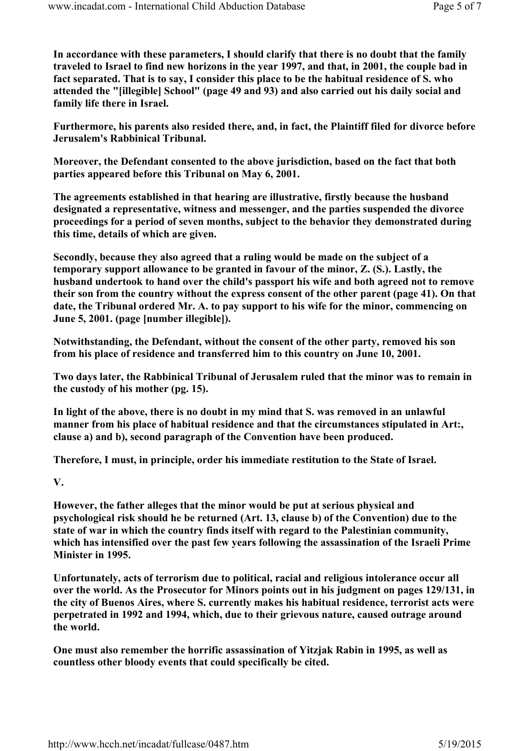**In accordance with these parameters, I should clarify that there is no doubt that the family traveled to Israel to find new horizons in the year 1997, and that, in 2001, the couple bad in fact separated. That is to say, I consider this place to be the habitual residence of S. who attended the "[illegible] School" (page 49 and 93) and also carried out his daily social and family life there in Israel.**

**Furthermore, his parents also resided there, and, in fact, the Plaintiff filed for divorce before Jerusalem's Rabbinical Tribunal.**

**Moreover, the Defendant consented to the above jurisdiction, based on the fact that both parties appeared before this Tribunal on May 6, 2001.**

**The agreements established in that hearing are illustrative, firstly because the husband designated a representative, witness and messenger, and the parties suspended the divorce proceedings for a period of seven months, subject to the behavior they demonstrated during this time, details of which are given.**

**Secondly, because they also agreed that a ruling would be made on the subject of a temporary support allowance to be granted in favour of the minor, Z. (S.). Lastly, the husband undertook to hand over the child's passport his wife and both agreed not to remove their son from the country without the express consent of the other parent (page 41). On that date, the Tribunal ordered Mr. A. to pay support to his wife for the minor, commencing on June 5, 2001. (page [number illegible]).**

**Notwithstanding, the Defendant, without the consent of the other party, removed his son from his place of residence and transferred him to this country on June 10, 2001.**

**Two days later, the Rabbinical Tribunal of Jerusalem ruled that the minor was to remain in the custody of his mother (pg. 15).**

**In light of the above, there is no doubt in my mind that S. was removed in an unlawful manner from his place of habitual residence and that the circumstances stipulated in Art:, clause a) and b), second paragraph of the Convention have been produced.**

**Therefore, I must, in principle, order his immediate restitution to the State of Israel.**

**V.**

**However, the father alleges that the minor would be put at serious physical and psychological risk should he be returned (Art. 13, clause b) of the Convention) due to the state of war in which the country finds itself with regard to the Palestinian community, which has intensified over the past few years following the assassination of the Israeli Prime Minister in 1995.**

**Unfortunately, acts of terrorism due to political, racial and religious intolerance occur all over the world. As the Prosecutor for Minors points out in his judgment on pages 129/131, in the city of Buenos Aires, where S. currently makes his habitual residence, terrorist acts were perpetrated in 1992 and 1994, which, due to their grievous nature, caused outrage around the world.**

**One must also remember the horrific assassination of Yitzjak Rabin in 1995, as well as countless other bloody events that could specifically be cited.**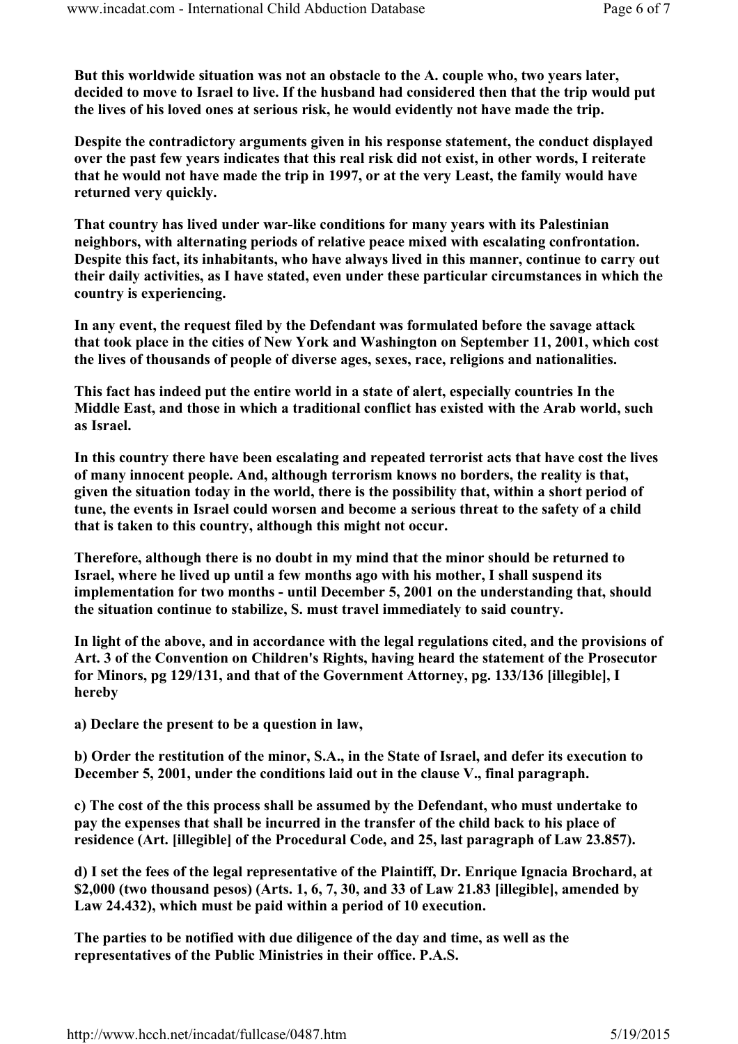**But this worldwide situation was not an obstacle to the A. couple who, two years later, decided to move to Israel to live. If the husband had considered then that the trip would put the lives of his loved ones at serious risk, he would evidently not have made the trip.**

**Despite the contradictory arguments given in his response statement, the conduct displayed over the past few years indicates that this real risk did not exist, in other words, I reiterate that he would not have made the trip in 1997, or at the very Least, the family would have returned very quickly.**

**That country has lived under war-like conditions for many years with its Palestinian neighbors, with alternating periods of relative peace mixed with escalating confrontation. Despite this fact, its inhabitants, who have always lived in this manner, continue to carry out their daily activities, as I have stated, even under these particular circumstances in which the country is experiencing.**

**In any event, the request filed by the Defendant was formulated before the savage attack that took place in the cities of New York and Washington on September 11, 2001, which cost the lives of thousands of people of diverse ages, sexes, race, religions and nationalities.**

**This fact has indeed put the entire world in a state of alert, especially countries In the Middle East, and those in which a traditional conflict has existed with the Arab world, such as Israel.**

**In this country there have been escalating and repeated terrorist acts that have cost the lives of many innocent people. And, although terrorism knows no borders, the reality is that, given the situation today in the world, there is the possibility that, within a short period of tune, the events in Israel could worsen and become a serious threat to the safety of a child that is taken to this country, although this might not occur.**

**Therefore, although there is no doubt in my mind that the minor should be returned to Israel, where he lived up until a few months ago with his mother, I shall suspend its implementation for two months - until December 5, 2001 on the understanding that, should the situation continue to stabilize, S. must travel immediately to said country.**

**In light of the above, and in accordance with the legal regulations cited, and the provisions of Art. 3 of the Convention on Children's Rights, having heard the statement of the Prosecutor for Minors, pg 129/131, and that of the Government Attorney, pg. 133/136 [illegible], I hereby**

**a) Declare the present to be a question in law,**

**b) Order the restitution of the minor, S.A., in the State of Israel, and defer its execution to December 5, 2001, under the conditions laid out in the clause V., final paragraph.**

**c) The cost of the this process shall be assumed by the Defendant, who must undertake to pay the expenses that shall be incurred in the transfer of the child back to his place of residence (Art. [illegible] of the Procedural Code, and 25, last paragraph of Law 23.857).**

**d) I set the fees of the legal representative of the Plaintiff, Dr. Enrique Ignacia Brochard, at $2,000 (two thousand pesos) (Arts. 1, 6, 7, 30, and 33 of Law 21.83 [illegible], amended by Law 24.432), which must be paid within a period of 10 execution.**

**The parties to be notified with due diligence of the day and time, as well as the representatives of the Public Ministries in their office. P.A.S.**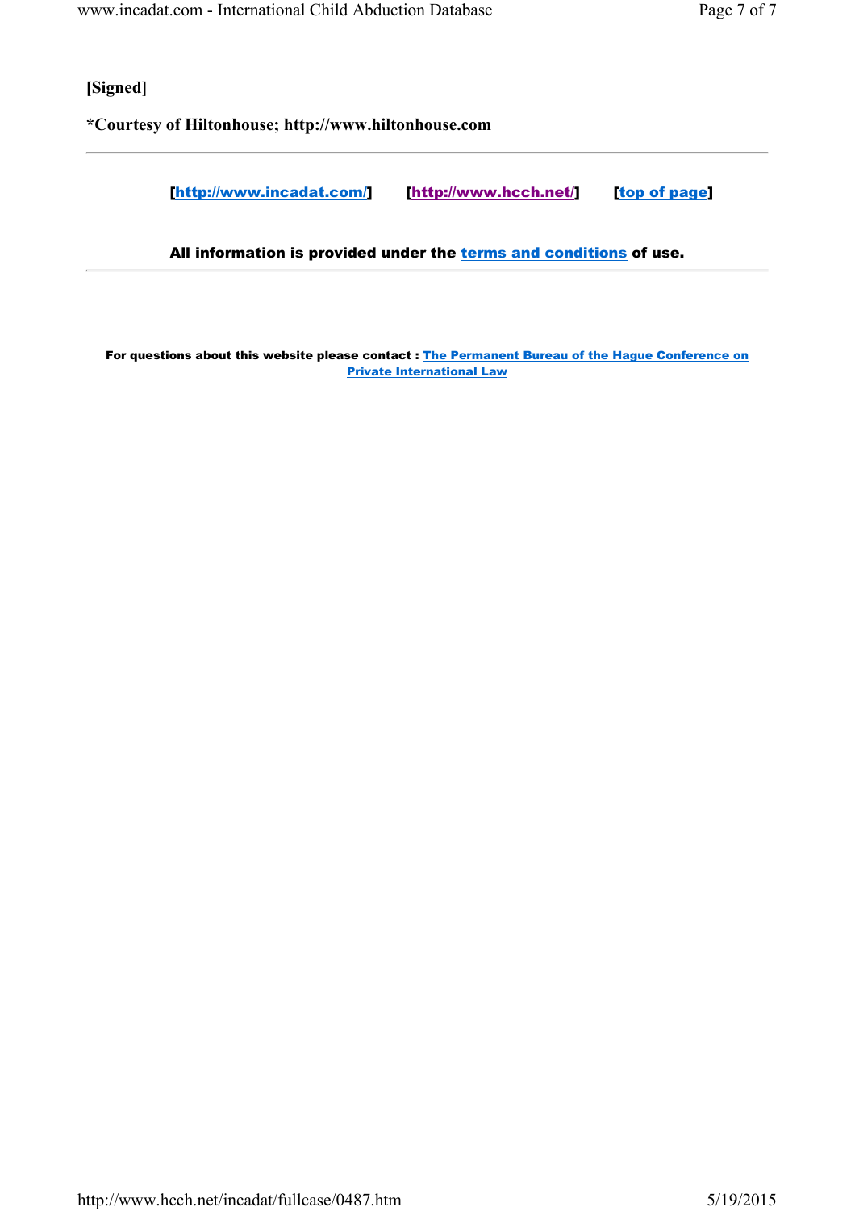**[Signed]**

***Courtesy of Hiltonhouse; http://www.hiltonhouse.com**

---

**[http://www.incadat.com/]** **[http://www.hcch.net/]** **[top of page]**

**All information is provided under the terms and conditions of use.**

---

**For questions about this website please contact : The Permanent Bureau of the Hague Conference on Private International Law**